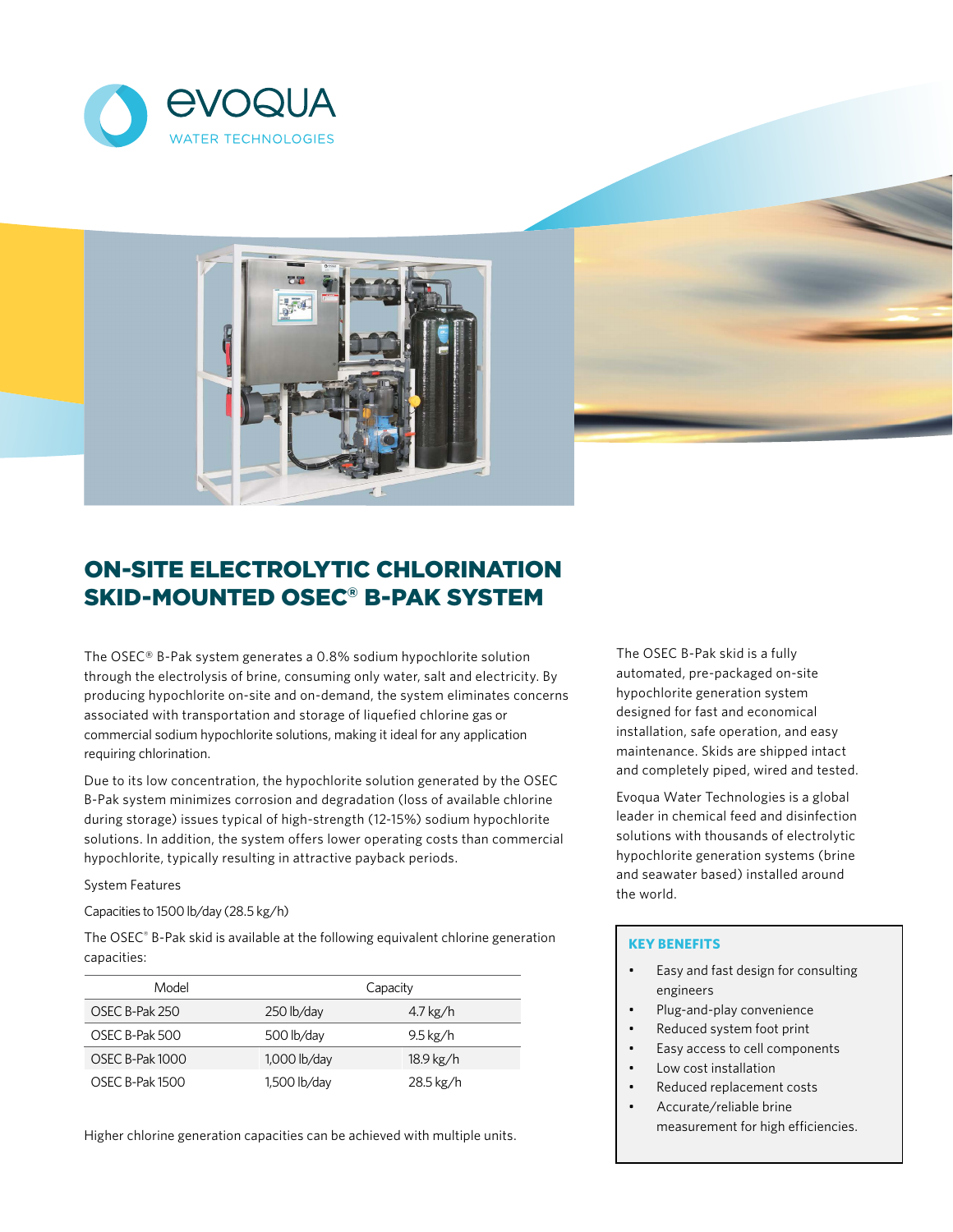# ON-SITE ELECTROLYTIC CHLORINATION SKID-MOUNTED OSEC® B-PAK SYSTEM

The OSEC® B-Pak system generates a 0.8% sodium hypochlorite solution through the electrolysis of brine, consuming only water, salt and electricity. By producing hypochlorite on-site and on-demand, the system eliminates concerns associated with transportation and storage of liquefied chlorine gas or commercial sodium hypochlorite solutions, making it ideal for any application requiring chlorination.

Due to its low concentration, the hypochlorite solution generated by the OSEC B-Pak system minimizes corrosion and degradation (loss of available chlorine during storage) issues typical of high-strength (12-15%) sodium hypochlorite solutions. In addition, the system offers lower operating costs than commercial hypochlorite, typically resulting in attractive payback periods.

System Features

Capacities to 1500 lb/day (28.5 kg/h)

The OSEC® B-Pak skid is available at the following equivalent chlorine generation capacities:

| Model | Capacity | |
|---|---|---|
| OSEC B-Pak 250 | 250 lb/day | 4.7 kg/h |
| OSEC B-Pak 500 | 500 lb/day | 9.5 kg/h |
| OSEC B-Pak 1000 | 1,000 lb/day | 18.9 kg/h |
| OSEC B-Pak 1500 | 1,500 lb/day | 28.5 kg/h |

Higher chlorine generation capacities can be achieved with multiple units.

The OSEC B-Pak skid is a fully automated, pre-packaged on-site hypochlorite generation system designed for fast and economical installation, safe operation, and easy maintenance. Skids are shipped intact and completely piped, wired and tested.

Evoqua Water Technologies is a global leader in chemical feed and disinfection solutions with thousands of electrolytic hypochlorite generation systems (brine and seawater based) installed around the world.

## KEY BENEFITS

- Easy and fast design for consulting engineers
- Plug-and-play convenience
- Reduced system foot print
- Easy access to cell components
- Low cost installation
- Reduced replacement costs
- Accurate/reliable brine measurement for high efficiencies.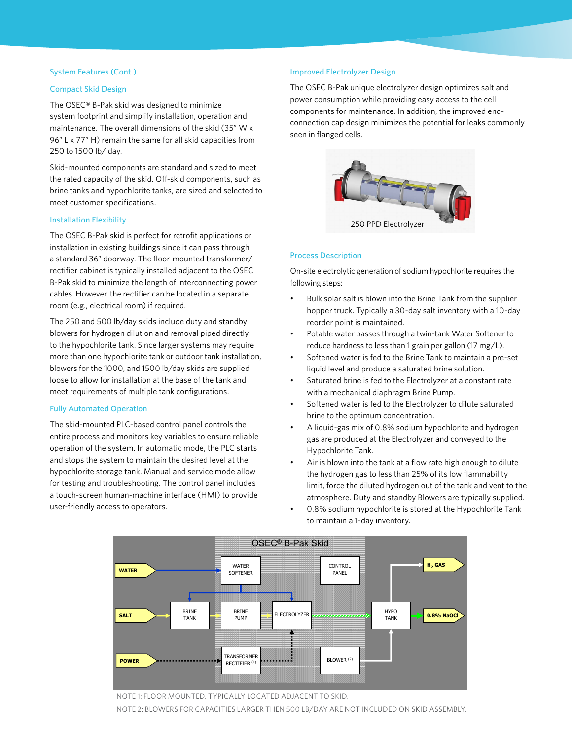## System Features (Cont.)

### Compact Skid Design

The OSEC® B-Pak skid was designed to minimize system footprint and simplify installation, operation and maintenance. The overall dimensions of the skid (35" W x 96" L x 77" H) remain the same for all skid capacities from 250 to 1500 lb/ day.

Skid-mounted components are standard and sized to meet the rated capacity of the skid. Off-skid components, such as brine tanks and hypochlorite tanks, are sized and selected to meet customer specifications.

### Installation Flexibility

The OSEC B-Pak skid is perfect for retrofit applications or installation in existing buildings since it can pass through a standard 36" doorway. The floor-mounted transformer/ rectifier cabinet is typically installed adjacent to the OSEC B-Pak skid to minimize the length of interconnecting power cables. However, the rectifier can be located in a separate room (e.g., electrical room) if required.

The 250 and 500 lb/day skids include duty and standby blowers for hydrogen dilution and removal piped directly to the hypochlorite tank. Since larger systems may require more than one hypochlorite tank or outdoor tank installation, blowers for the 1000, and 1500 lb/day skids are supplied loose to allow for installation at the base of the tank and meet requirements of multiple tank configurations.

### Fully Automated Operation

The skid-mounted PLC-based control panel controls the entire process and monitors key variables to ensure reliable operation of the system. In automatic mode, the PLC starts and stops the system to maintain the desired level at the hypochlorite storage tank. Manual and service mode allow for testing and troubleshooting. The control panel includes a touch-screen human-machine interface (HMI) to provide user-friendly access to operators.

### Improved Electrolyzer Design

The OSEC B-Pak unique electrolyzer design optimizes salt and power consumption while providing easy access to the cell components for maintenance. In addition, the improved end-connection cap design minimizes the potential for leaks commonly seen in flanged cells.

250 PPD Electrolyzer

### Process Description

On-site electrolytic generation of sodium hypochlorite requires the following steps:

- Bulk solar salt is blown into the Brine Tank from the supplier hopper truck. Typically a 30-day salt inventory with a 10-day reorder point is maintained.
- Potable water passes through a twin-tank Water Softener to reduce hardness to less than 1 grain per gallon (17 mg/L).
- Softened water is fed to the Brine Tank to maintain a pre-set liquid level and produce a saturated brine solution.
- Saturated brine is fed to the Electrolyzer at a constant rate with a mechanical diaphragm Brine Pump.
- Softened water is fed to the Electrolyzer to dilute saturated brine to the optimum concentration.
- A liquid-gas mix of 0.8% sodium hypochlorite and hydrogen gas are produced at the Electrolyzer and conveyed to the Hypochlorite Tank.
- Air is blown into the tank at a flow rate high enough to dilute the hydrogen gas to less than 25% of its low flammability limit, force the diluted hydrogen out of the tank and vent to the atmosphere. Duty and standby Blowers are typically supplied.
- 0.8% sodium hypochlorite is stored at the Hypochlorite Tank to maintain a 1-day inventory.

OSEC® B-Pak Skid

WATER → WATER SOFTENER; SALT → BRINE TANK → BRINE PUMP → ELECTROLYZER → HYPO TANK → 0.8% NaOCl; HYPO TANK → $H_2$ GAS; POWER → TRANSFORMER RECTIFIER (1) → ELECTROLYZER; CONTROL PANEL; BLOWER (2) → HYPO TANK

NOTE 1: FLOOR MOUNTED. TYPICALLY LOCATED ADJACENT TO SKID.

NOTE 2: BLOWERS FOR CAPACITIES LARGER THEN 500 LB/DAY ARE NOT INCLUDED ON SKID ASSEMBLY.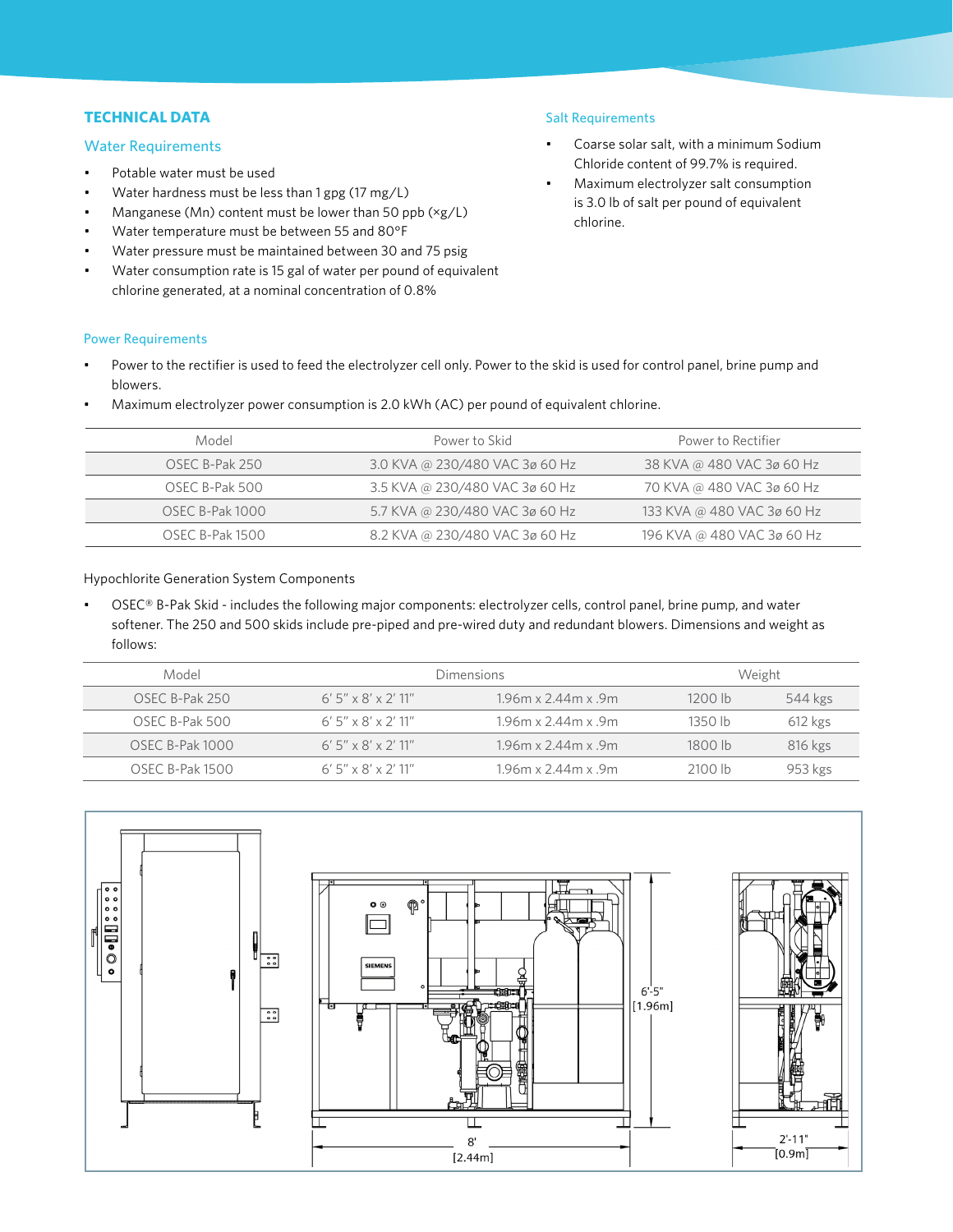## TECHNICAL DATA

### Water Requirements

- Potable water must be used
- Water hardness must be less than 1 gpg (17 mg/L)
- Manganese (Mn) content must be lower than 50 ppb (×g/L)
- Water temperature must be between 55 and 80°F
- Water pressure must be maintained between 30 and 75 psig
- Water consumption rate is 15 gal of water per pound of equivalent chlorine generated, at a nominal concentration of 0.8%

### Salt Requirements

- Coarse solar salt, with a minimum Sodium Chloride content of 99.7% is required.
- Maximum electrolyzer salt consumption is 3.0 lb of salt per pound of equivalent chlorine.

### Power Requirements

- Power to the rectifier is used to feed the electrolyzer cell only. Power to the skid is used for control panel, brine pump and blowers.
- Maximum electrolyzer power consumption is 2.0 kWh (AC) per pound of equivalent chlorine.

| Model | Power to Skid | Power to Rectifier |
|---|---|---|
| OSEC B-Pak 250 | 3.0 KVA @ 230/480 VAC 3ø 60 Hz | 38 KVA @ 480 VAC 3ø 60 Hz |
| OSEC B-Pak 500 | 3.5 KVA @ 230/480 VAC 3ø 60 Hz | 70 KVA @ 480 VAC 3ø 60 Hz |
| OSEC B-Pak 1000 | 5.7 KVA @ 230/480 VAC 3ø 60 Hz | 133 KVA @ 480 VAC 3ø 60 Hz |
| OSEC B-Pak 1500 | 8.2 KVA @ 230/480 VAC 3ø 60 Hz | 196 KVA @ 480 VAC 3ø 60 Hz |

Hypochlorite Generation System Components

- OSEC® B-Pak Skid - includes the following major components: electrolyzer cells, control panel, brine pump, and water softener. The 250 and 500 skids include pre-piped and pre-wired duty and redundant blowers. Dimensions and weight as follows:

| Model | Dimensions | | Weight | |
|---|---|---|---|---|
| OSEC B-Pak 250 | 6' 5" x 8' x 2' 11" | 1.96m x 2.44m x .9m | 1200 lb | 544 kgs |
| OSEC B-Pak 500 | 6' 5" x 8' x 2' 11" | 1.96m x 2.44m x .9m | 1350 lb | 612 kgs |
| OSEC B-Pak 1000 | 6' 5" x 8' x 2' 11" | 1.96m x 2.44m x .9m | 1800 lb | 816 kgs |
| OSEC B-Pak 1500 | 6' 5" x 8' x 2' 11" | 1.96m x 2.44m x .9m | 2100 lb | 953 kgs |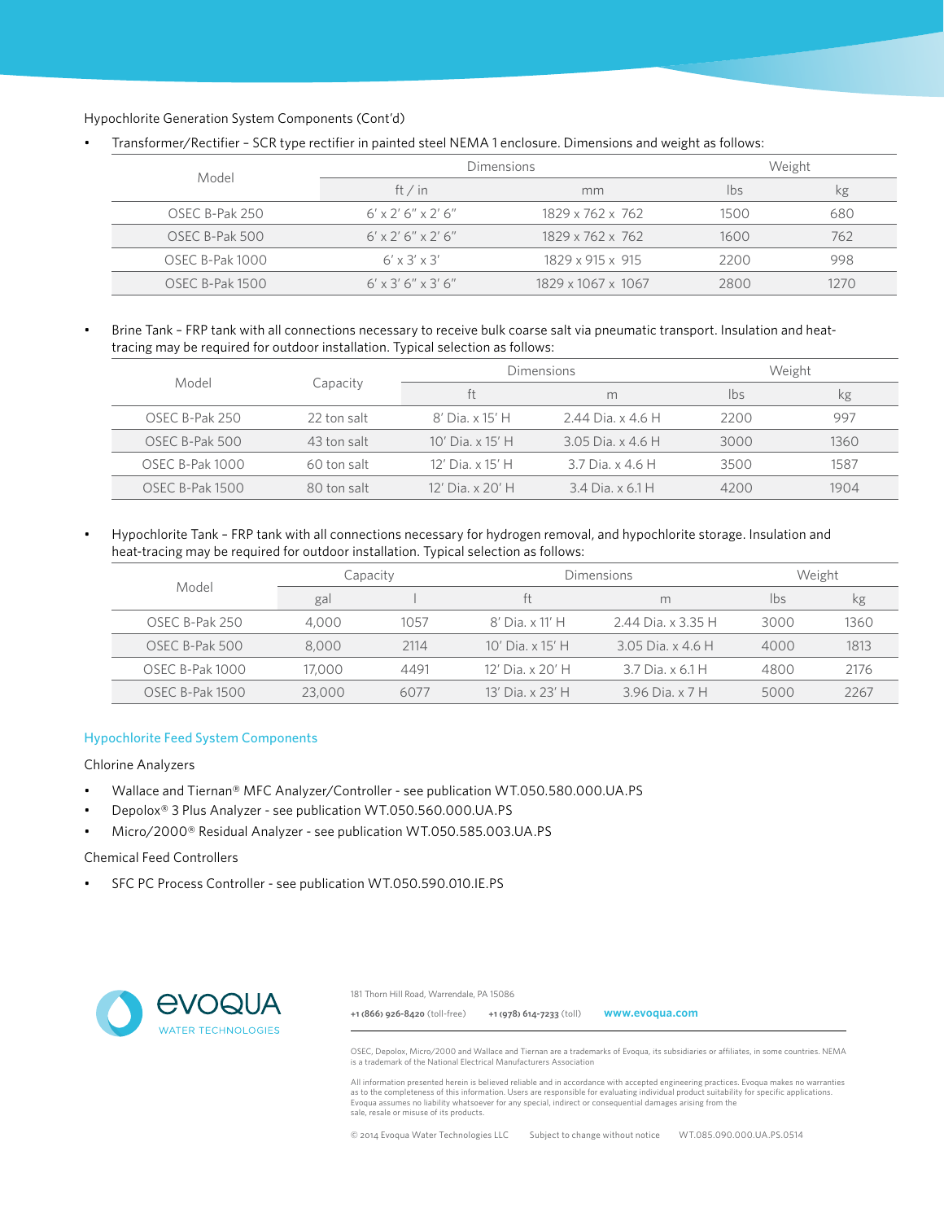Hypochlorite Generation System Components (Cont'd)

- Transformer/Rectifier – SCR type rectifier in painted steel NEMA 1 enclosure. Dimensions and weight as follows:

| Model | Dimensions | | Weight | |
|---|---|---|---|---|
| | ft / in | mm | lbs | kg |
| OSEC B-Pak 250 | 6' x 2' 6" x 2' 6" | 1829 x 762 x 762 | 1500 | 680 |
| OSEC B-Pak 500 | 6' x 2' 6" x 2' 6" | 1829 x 762 x 762 | 1600 | 762 |
| OSEC B-Pak 1000 | 6' x 3' x 3' | 1829 x 915 x 915 | 2200 | 998 |
| OSEC B-Pak 1500 | 6' x 3' 6" x 3' 6" | 1829 x 1067 x 1067 | 2800 | 1270 |

- Brine Tank – FRP tank with all connections necessary to receive bulk coarse salt via pneumatic transport. Insulation and heat-tracing may be required for outdoor installation. Typical selection as follows:

| Model | Capacity | Dimensions | | Weight | |
|---|---|---|---|---|---|
| | | ft | m | lbs | kg |
| OSEC B-Pak 250 | 22 ton salt | 8' Dia. x 15' H | 2.44 Dia. x 4.6 H | 2200 | 997 |
| OSEC B-Pak 500 | 43 ton salt | 10' Dia. x 15' H | 3.05 Dia. x 4.6 H | 3000 | 1360 |
| OSEC B-Pak 1000 | 60 ton salt | 12' Dia. x 15' H | 3.7 Dia. x 4.6 H | 3500 | 1587 |
| OSEC B-Pak 1500 | 80 ton salt | 12' Dia. x 20' H | 3.4 Dia. x 6.1 H | 4200 | 1904 |

- Hypochlorite Tank – FRP tank with all connections necessary for hydrogen removal, and hypochlorite storage. Insulation and heat-tracing may be required for outdoor installation. Typical selection as follows:

| Model | Capacity | | Dimensions | | Weight | |
|---|---|---|---|---|---|---|
| | gal | l | ft | m | lbs | kg |
| OSEC B-Pak 250 | 4,000 | 1057 | 8' Dia. x 11' H | 2.44 Dia. x 3.35 H | 3000 | 1360 |
| OSEC B-Pak 500 | 8,000 | 2114 | 10' Dia. x 15' H | 3.05 Dia. x 4.6 H | 4000 | 1813 |
| OSEC B-Pak 1000 | 17,000 | 4491 | 12' Dia. x 20' H | 3.7 Dia. x 6.1 H | 4800 | 2176 |
| OSEC B-Pak 1500 | 23,000 | 6077 | 13' Dia. x 23' H | 3.96 Dia. x 7 H | 5000 | 2267 |

## Hypochlorite Feed System Components

Chlorine Analyzers

- Wallace and Tiernan® MFC Analyzer/Controller - see publication WT.050.580.000.UA.PS
- Depolox® 3 Plus Analyzer - see publication WT.050.560.000.UA.PS
- Micro/2000® Residual Analyzer - see publication WT.050.585.003.UA.PS

Chemical Feed Controllers

- SFC PC Process Controller - see publication WT.050.590.010.IE.PS

EVOQUA WATER TECHNOLOGIES

181 Thorn Hill Road, Warrendale, PA 15086

+1 (866) 926-8420 (toll-free) +1 (978) 614-7233 (toll) www.evoqua.com

OSEC, Depolox, Micro/2000 and Wallace and Tiernan are a trademarks of Evoqua, its subsidiaries or affiliates, in some countries. NEMA is a trademark of the National Electrical Manufacturers Association

All information presented herein is believed reliable and in accordance with accepted engineering practices. Evoqua makes no warranties as to the completeness of this information. Users are responsible for evaluating individual product suitability for specific applications. Evoqua assumes no liability whatsoever for any special, indirect or consequential damages arising from the sale, resale or misuse of its products.

© 2014 Evoqua Water Technologies LLC Subject to change without notice WT.085.090.000.UA.PS.0514